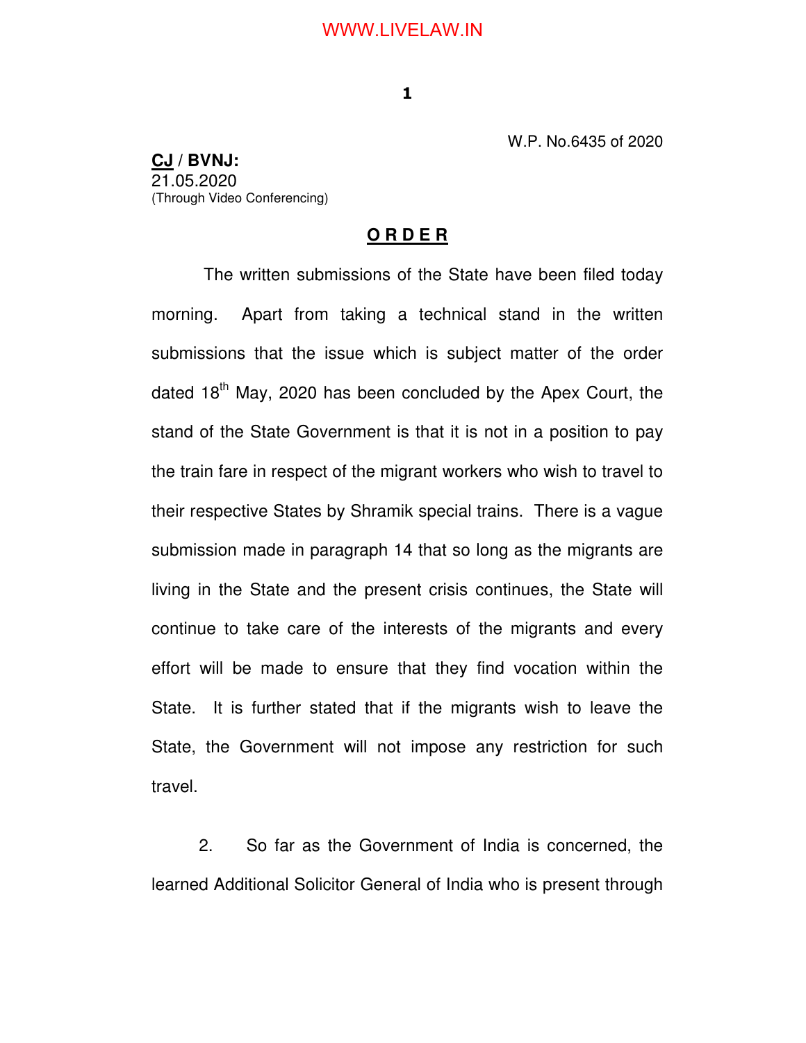W.P. No.6435 of 2020

**CJ / BVNJ:**
21.05.2020
(Through Video Conferencing)

**O R D E R**

The written submissions of the State have been filed today morning. Apart from taking a technical stand in the written submissions that the issue which is subject matter of the order dated 18th May, 2020 has been concluded by the Apex Court, the stand of the State Government is that it is not in a position to pay the train fare in respect of the migrant workers who wish to travel to their respective States by Shramik special trains. There is a vague submission made in paragraph 14 that so long as the migrants are living in the State and the present crisis continues, the State will continue to take care of the interests of the migrants and every effort will be made to ensure that they find vocation within the State. It is further stated that if the migrants wish to leave the State, the Government will not impose any restriction for such travel.

2. So far as the Government of India is concerned, the learned Additional Solicitor General of India who is present through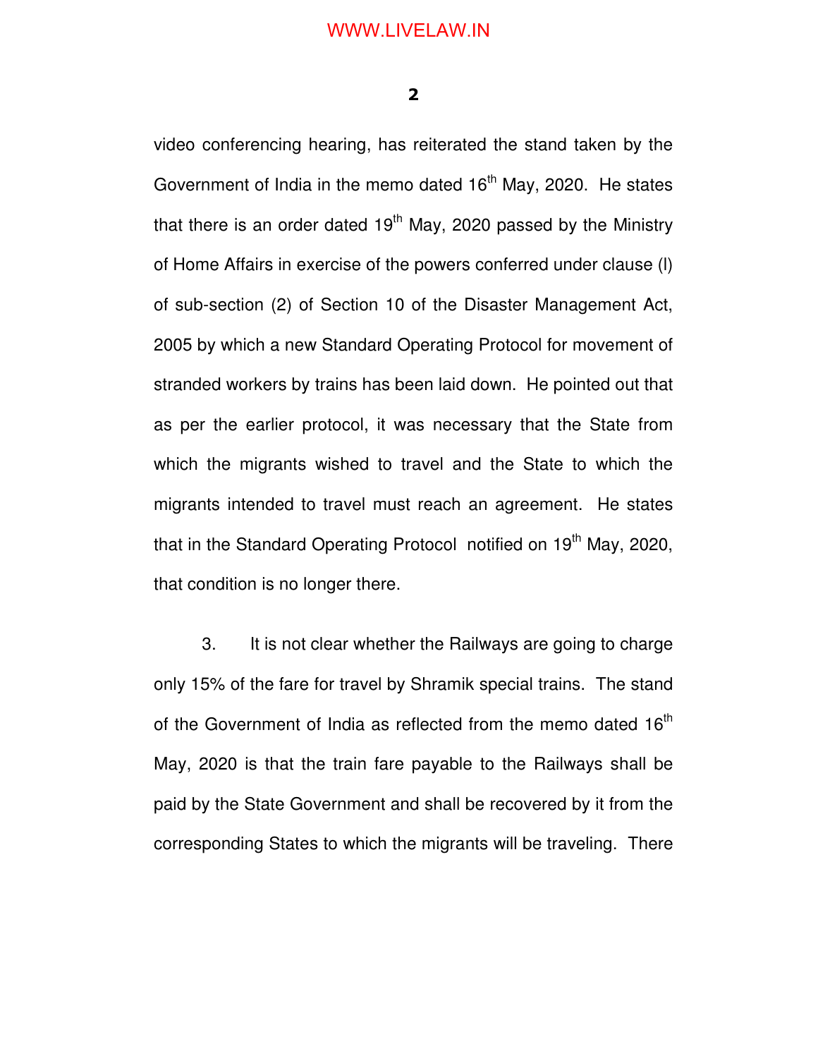video conferencing hearing, has reiterated the stand taken by the Government of India in the memo dated 16th May, 2020. He states that there is an order dated 19th May, 2020 passed by the Ministry of Home Affairs in exercise of the powers conferred under clause (l) of sub-section (2) of Section 10 of the Disaster Management Act, 2005 by which a new Standard Operating Protocol for movement of stranded workers by trains has been laid down. He pointed out that as per the earlier protocol, it was necessary that the State from which the migrants wished to travel and the State to which the migrants intended to travel must reach an agreement. He states that in the Standard Operating Protocol notified on 19th May, 2020, that condition is no longer there.

3. It is not clear whether the Railways are going to charge only 15% of the fare for travel by Shramik special trains. The stand of the Government of India as reflected from the memo dated 16th May, 2020 is that the train fare payable to the Railways shall be paid by the State Government and shall be recovered by it from the corresponding States to which the migrants will be traveling. There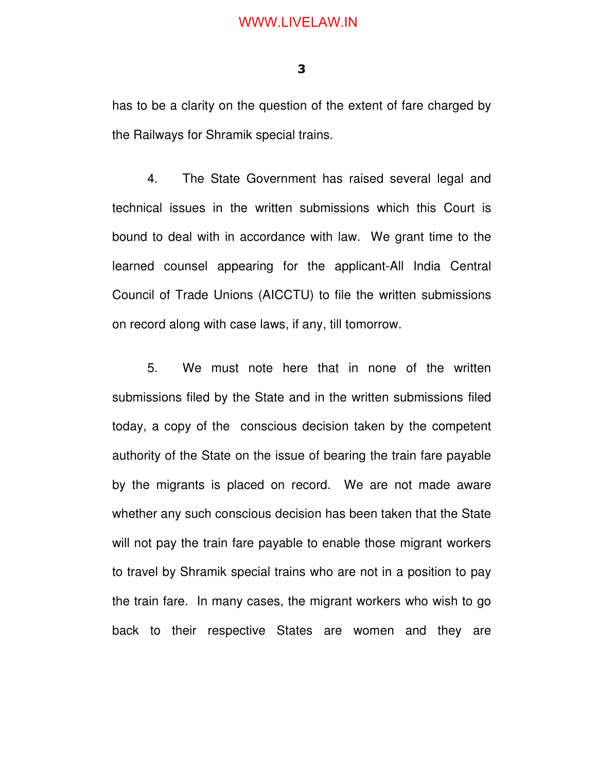has to be a clarity on the question of the extent of fare charged by the Railways for Shramik special trains.

4. The State Government has raised several legal and technical issues in the written submissions which this Court is bound to deal with in accordance with law. We grant time to the learned counsel appearing for the applicant-All India Central Council of Trade Unions (AICCTU) to file the written submissions on record along with case laws, if any, till tomorrow.

5. We must note here that in none of the written submissions filed by the State and in the written submissions filed today, a copy of the conscious decision taken by the competent authority of the State on the issue of bearing the train fare payable by the migrants is placed on record. We are not made aware whether any such conscious decision has been taken that the State will not pay the train fare payable to enable those migrant workers to travel by Shramik special trains who are not in a position to pay the train fare. In many cases, the migrant workers who wish to go back to their respective States are women and they are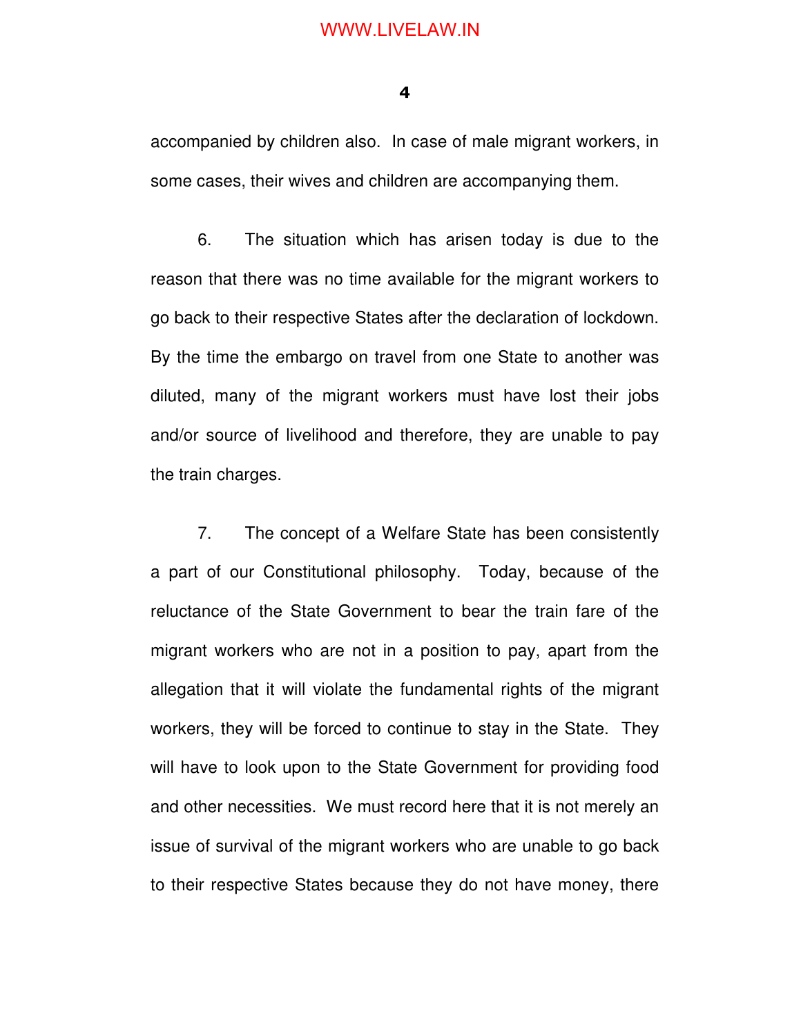accompanied by children also. In case of male migrant workers, in some cases, their wives and children are accompanying them.

6. The situation which has arisen today is due to the reason that there was no time available for the migrant workers to go back to their respective States after the declaration of lockdown. By the time the embargo on travel from one State to another was diluted, many of the migrant workers must have lost their jobs and/or source of livelihood and therefore, they are unable to pay the train charges.

7. The concept of a Welfare State has been consistently a part of our Constitutional philosophy. Today, because of the reluctance of the State Government to bear the train fare of the migrant workers who are not in a position to pay, apart from the allegation that it will violate the fundamental rights of the migrant workers, they will be forced to continue to stay in the State. They will have to look upon to the State Government for providing food and other necessities. We must record here that it is not merely an issue of survival of the migrant workers who are unable to go back to their respective States because they do not have money, there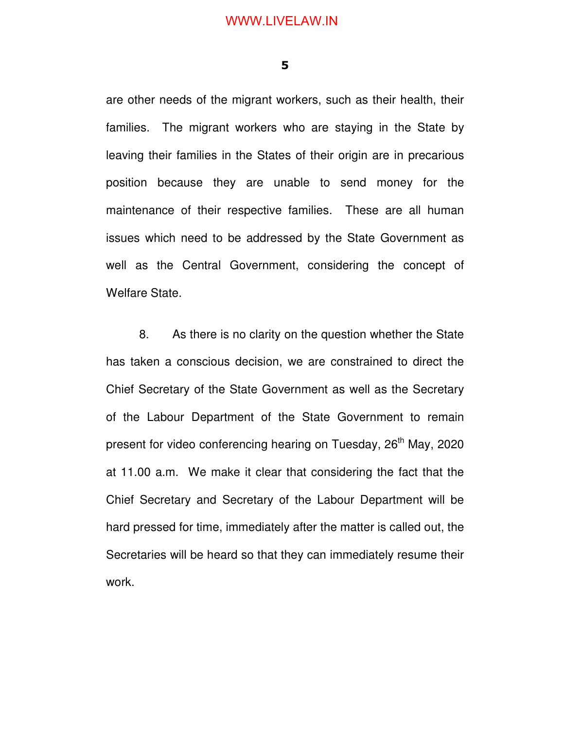are other needs of the migrant workers, such as their health, their families. The migrant workers who are staying in the State by leaving their families in the States of their origin are in precarious position because they are unable to send money for the maintenance of their respective families. These are all human issues which need to be addressed by the State Government as well as the Central Government, considering the concept of Welfare State.

8. As there is no clarity on the question whether the State has taken a conscious decision, we are constrained to direct the Chief Secretary of the State Government as well as the Secretary of the Labour Department of the State Government to remain present for video conferencing hearing on Tuesday, 26th May, 2020 at 11.00 a.m. We make it clear that considering the fact that the Chief Secretary and Secretary of the Labour Department will be hard pressed for time, immediately after the matter is called out, the Secretaries will be heard so that they can immediately resume their work.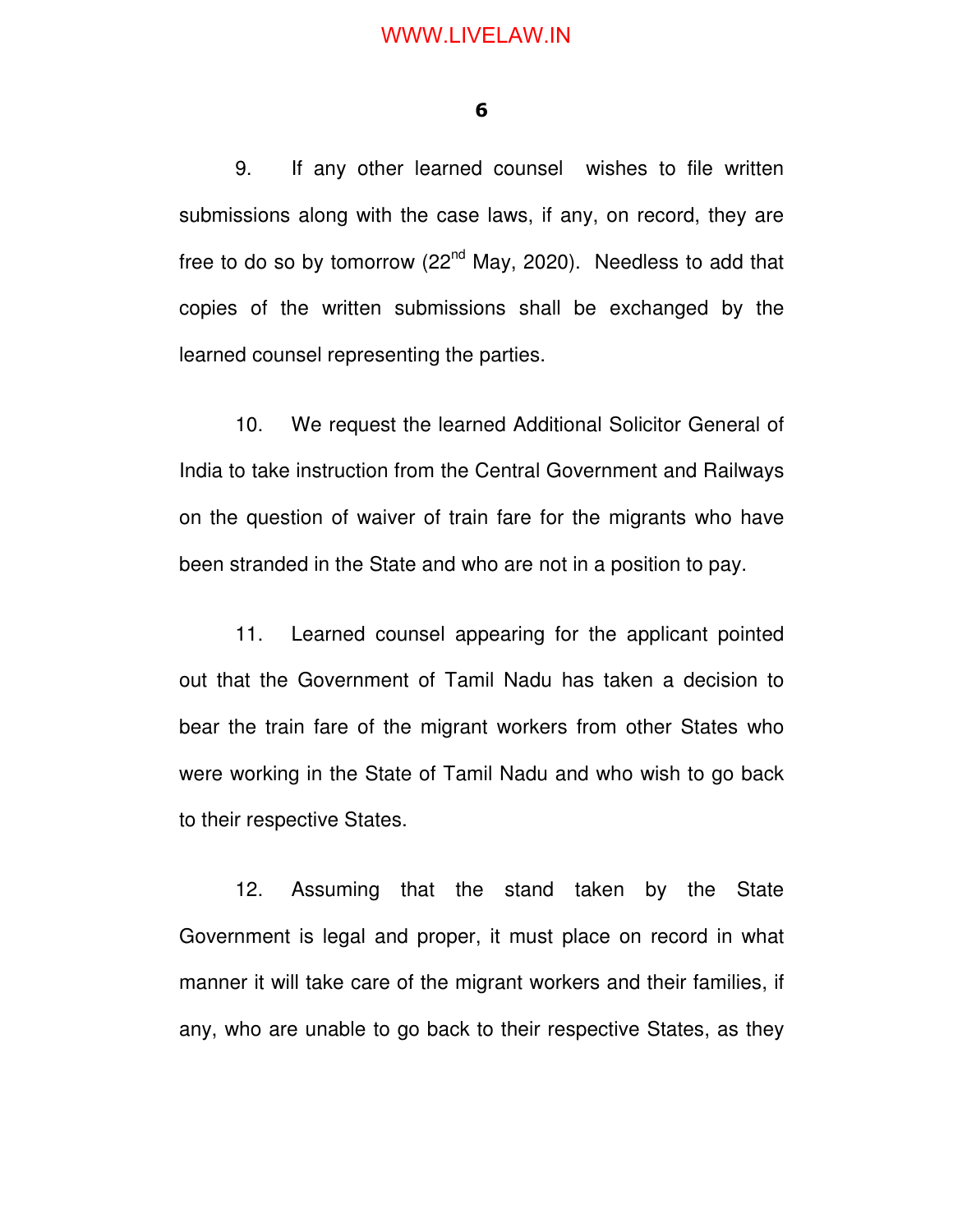9. If any other learned counsel wishes to file written submissions along with the case laws, if any, on record, they are free to do so by tomorrow (22nd May, 2020). Needless to add that copies of the written submissions shall be exchanged by the learned counsel representing the parties.

10. We request the learned Additional Solicitor General of India to take instruction from the Central Government and Railways on the question of waiver of train fare for the migrants who have been stranded in the State and who are not in a position to pay.

11. Learned counsel appearing for the applicant pointed out that the Government of Tamil Nadu has taken a decision to bear the train fare of the migrant workers from other States who were working in the State of Tamil Nadu and who wish to go back to their respective States.

12. Assuming that the stand taken by the State Government is legal and proper, it must place on record in what manner it will take care of the migrant workers and their families, if any, who are unable to go back to their respective States, as they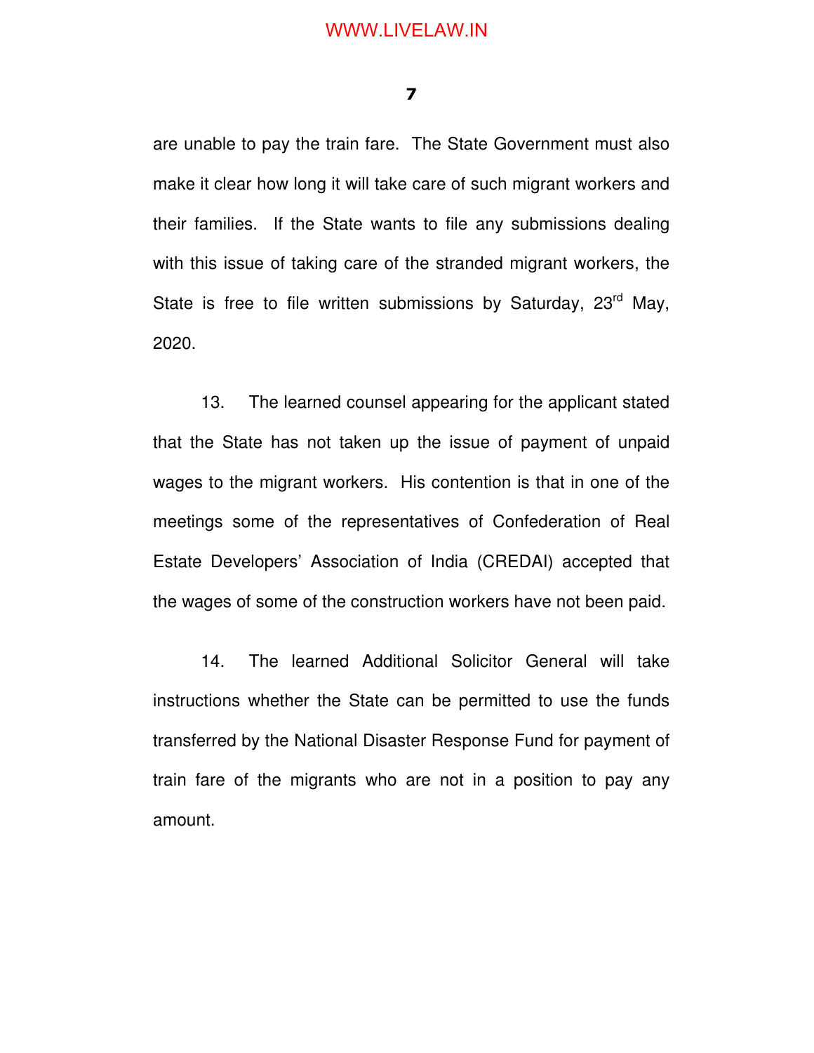are unable to pay the train fare. The State Government must also make it clear how long it will take care of such migrant workers and their families. If the State wants to file any submissions dealing with this issue of taking care of the stranded migrant workers, the State is free to file written submissions by Saturday, 23rd May, 2020.

13. The learned counsel appearing for the applicant stated that the State has not taken up the issue of payment of unpaid wages to the migrant workers. His contention is that in one of the meetings some of the representatives of Confederation of Real Estate Developers' Association of India (CREDAI) accepted that the wages of some of the construction workers have not been paid.

14. The learned Additional Solicitor General will take instructions whether the State can be permitted to use the funds transferred by the National Disaster Response Fund for payment of train fare of the migrants who are not in a position to pay any amount.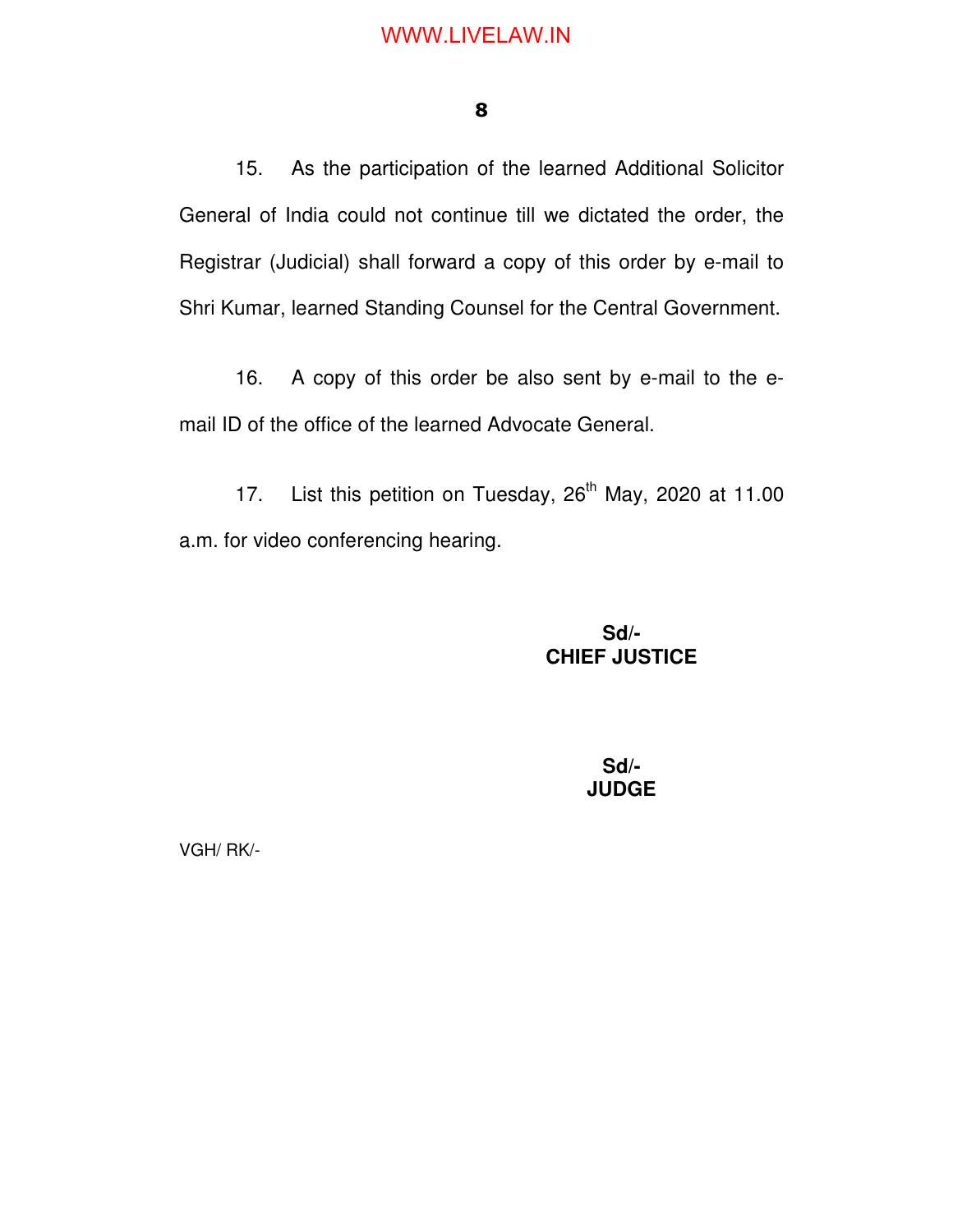15. As the participation of the learned Additional Solicitor General of India could not continue till we dictated the order, the Registrar (Judicial) shall forward a copy of this order by e-mail to Shri Kumar, learned Standing Counsel for the Central Government.

16. A copy of this order be also sent by e-mail to the e-mail ID of the office of the learned Advocate General.

17. List this petition on Tuesday, 26th May, 2020 at 11.00 a.m. for video conferencing hearing.

**Sd/-**
**CHIEF JUSTICE**

**Sd/-**
**JUDGE**

VGH/ RK/-